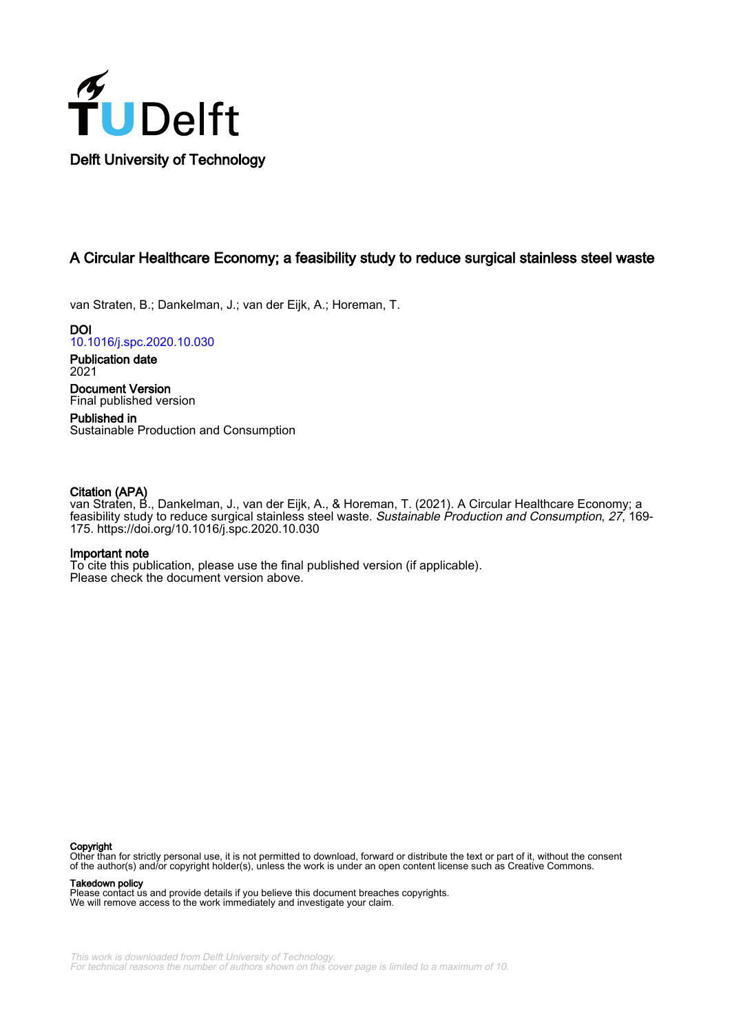Delft University of Technology

# A Circular Healthcare Economy; a feasibility study to reduce surgical stainless steel waste

van Straten, B.; Dankelman, J.; van der Eijk, A.; Horeman, T.

**DOI**
10.1016/j.spc.2020.10.030

**Publication date**
2021

**Document Version**
Final published version

**Published in**
Sustainable Production and Consumption

**Citation (APA)**
van Straten, B., Dankelman, J., van der Eijk, A., & Horeman, T. (2021). A Circular Healthcare Economy; a feasibility study to reduce surgical stainless steel waste. *Sustainable Production and Consumption*, *27*, 169-175. https://doi.org/10.1016/j.spc.2020.10.030

**Important note**
To cite this publication, please use the final published version (if applicable).
Please check the document version above.

**Copyright**
Other than for strictly personal use, it is not permitted to download, forward or distribute the text or part of it, without the consent of the author(s) and/or copyright holder(s), unless the work is under an open content license such as Creative Commons.

**Takedown policy**
Please contact us and provide details if you believe this document breaches copyrights.
We will remove access to the work immediately and investigate your claim.

*This work is downloaded from Delft University of Technology.*
*For technical reasons the number of authors shown on this cover page is limited to a maximum of 10.*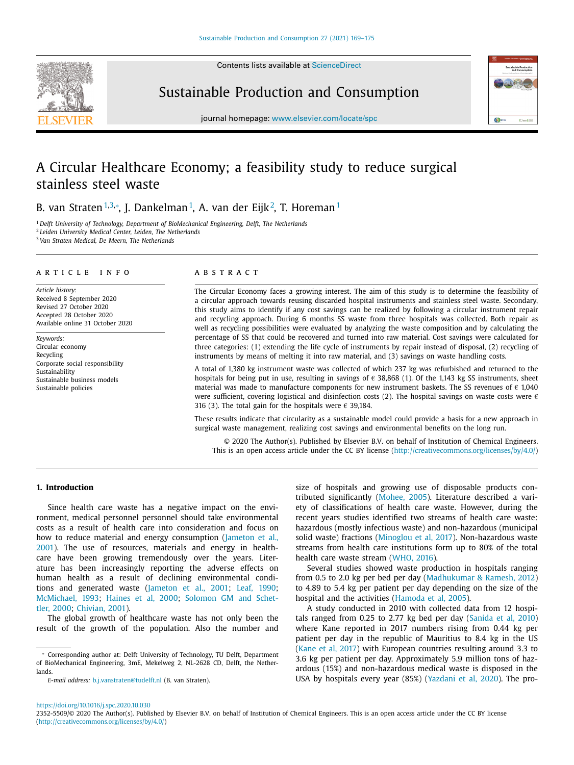# A Circular Healthcare Economy; a feasibility study to reduce surgical stainless steel waste

B. van Straten[1,3,*], J. Dankelman[1], A. van der Eijk[2], T. Horeman[1]

[1] Delft University of Technology, Department of BioMechanical Engineering, Delft, The Netherlands
[2] Leiden University Medical Center, Leiden, The Netherlands
[3] Van Straten Medical, De Meern, The Netherlands

## ARTICLE INFO

*Article history:*
Received 8 September 2020
Revised 27 October 2020
Accepted 28 October 2020
Available online 31 October 2020

*Keywords:*
Circular economy
Recycling
Corporate social responsibility
Sustainability
Sustainable business models
Sustainable policies

## ABSTRACT

The Circular Economy faces a growing interest. The aim of this study is to determine the feasibility of a circular approach towards reusing discarded hospital instruments and stainless steel waste. Secondary, this study aims to identify if any cost savings can be realized by following a circular instrument repair and recycling approach. During 6 months SS waste from three hospitals was collected. Both repair as well as recycling possibilities were evaluated by analyzing the waste composition and by calculating the percentage of SS that could be recovered and turned into raw material. Cost savings were calculated for three categories: (1) extending the life cycle of instruments by repair instead of disposal, (2) recycling of instruments by means of melting it into raw material, and (3) savings on waste handling costs.

A total of 1,380 kg instrument waste was collected of which 237 kg was refurbished and returned to the hospitals for being put in use, resulting in savings of € 38,868 (1). Of the 1,143 kg SS instruments, sheet material was made to manufacture components for new instrument baskets. The SS revenues of € 1,040 were sufficient, covering logistical and disinfection costs (2). The hospital savings on waste costs were € 316 (3). The total gain for the hospitals were € 39,184.

These results indicate that circularity as a sustainable model could provide a basis for a new approach in surgical waste management, realizing cost savings and environmental benefits on the long run.

© 2020 The Author(s). Published by Elsevier B.V. on behalf of Institution of Chemical Engineers. This is an open access article under the CC BY license (http://creativecommons.org/licenses/by/4.0/)

## 1. Introduction

Since health care waste has a negative impact on the environment, medical personnel personnel should take environmental costs as a result of health care into consideration and focus on how to reduce material and energy consumption (Jameton et al., 2001). The use of resources, materials and energy in healthcare have been growing tremendously over the years. Literature has been increasingly reporting the adverse effects on human health as a result of declining environmental conditions and generated waste (Jameton et al., 2001; Leaf, 1990; McMichael, 1993; Haines et al, 2000; Solomon GM and Schettler, 2000; Chivian, 2001).

The global growth of healthcare waste has not only been the result of the growth of the population. Also the number and size of hospitals and growing use of disposable products contributed significantly (Mohee, 2005). Literature described a variety of classifications of health care waste. However, during the recent years studies identified two streams of health care waste: hazardous (mostly infectious waste) and non-hazardous (municipal solid waste) fractions (Minoglou et al, 2017). Non-hazardous waste streams from health care institutions form up to 80% of the total health care waste stream (WHO, 2016).

Several studies showed waste production in hospitals ranging from 0.5 to 2.0 kg per bed per day (Madhukumar & Ramesh, 2012) to 4.89 to 5.4 kg per patient per day depending on the size of the hospital and the activities (Hamoda et al, 2005).

A study conducted in 2010 with collected data from 12 hospitals ranged from 0.25 to 2.77 kg bed per day (Sanida et al, 2010) where Kane reported in 2017 numbers rising from 0.44 kg per patient per day in the republic of Mauritius to 8.4 kg in the US (Kane et al, 2017) with European countries resulting around 3.3 to 3.6 kg per patient per day. Approximately 5.9 million tons of hazardous (15%) and non-hazardous medical waste is disposed in the USA by hospitals every year (85%) (Yazdani et al, 2020). The pro-

* Corresponding author at: Delft University of Technology, TU Delft, Department of BioMechanical Engineering, 3mE, Mekelweg 2, NL-2628 CD, Delft, the Netherlands.

*E-mail address:* b.j.vanstraten@tudelft.nl (B. van Straten).

https://doi.org/10.1016/j.spc.2020.10.030
2352-5509/© 2020 The Author(s). Published by Elsevier B.V. on behalf of Institution of Chemical Engineers. This is an open access article under the CC BY license (http://creativecommons.org/licenses/by/4.0/)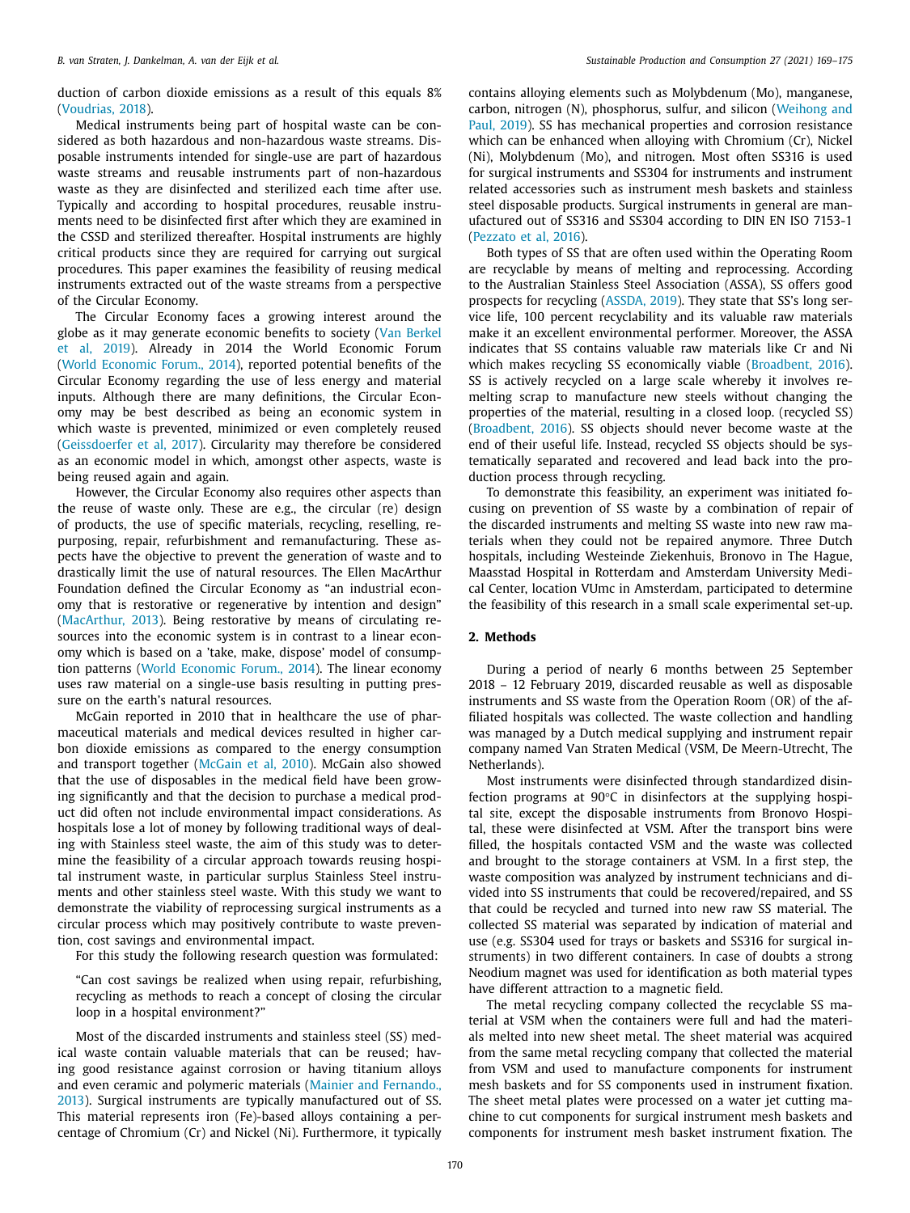duction of carbon dioxide emissions as a result of this equals 8% (Voudrias, 2018).

Medical instruments being part of hospital waste can be considered as both hazardous and non-hazardous waste streams. Disposable instruments intended for single-use are part of hazardous waste streams and reusable instruments part of non-hazardous waste as they are disinfected and sterilized each time after use. Typically and according to hospital procedures, reusable instruments need to be disinfected first after which they are examined in the CSSD and sterilized thereafter. Hospital instruments are highly critical products since they are required for carrying out surgical procedures. This paper examines the feasibility of reusing medical instruments extracted out of the waste streams from a perspective of the Circular Economy.

The Circular Economy faces a growing interest around the globe as it may generate economic benefits to society (Van Berkel et al, 2019). Already in 2014 the World Economic Forum (World Economic Forum., 2014), reported potential benefits of the Circular Economy regarding the use of less energy and material inputs. Although there are many definitions, the Circular Economy may be best described as being an economic system in which waste is prevented, minimized or even completely reused (Geissdoerfer et al, 2017). Circularity may therefore be considered as an economic model in which, amongst other aspects, waste is being reused again and again.

However, the Circular Economy also requires other aspects than the reuse of waste only. These are e.g., the circular (re) design of products, the use of specific materials, recycling, reselling, repurposing, repair, refurbishment and remanufacturing. These aspects have the objective to prevent the generation of waste and to drastically limit the use of natural resources. The Ellen MacArthur Foundation defined the Circular Economy as "an industrial economy that is restorative or regenerative by intention and design" (MacArthur, 2013). Being restorative by means of circulating resources into the economic system is in contrast to a linear economy which is based on a 'take, make, dispose' model of consumption patterns (World Economic Forum., 2014). The linear economy uses raw material on a single-use basis resulting in putting pressure on the earth's natural resources.

McGain reported in 2010 that in healthcare the use of pharmaceutical materials and medical devices resulted in higher carbon dioxide emissions as compared to the energy consumption and transport together (McGain et al, 2010). McGain also showed that the use of disposables in the medical field have been growing significantly and that the decision to purchase a medical product did often not include environmental impact considerations. As hospitals lose a lot of money by following traditional ways of dealing with Stainless steel waste, the aim of this study was to determine the feasibility of a circular approach towards reusing hospital instrument waste, in particular surplus Stainless Steel instruments and other stainless steel waste. With this study we want to demonstrate the viability of reprocessing surgical instruments as a circular process which may positively contribute to waste prevention, cost savings and environmental impact.

For this study the following research question was formulated:

> "Can cost savings be realized when using repair, refurbishing, recycling as methods to reach a concept of closing the circular loop in a hospital environment?"

Most of the discarded instruments and stainless steel (SS) medical waste contain valuable materials that can be reused; having good resistance against corrosion or having titanium alloys and even ceramic and polymeric materials (Mainier and Fernando., 2013). Surgical instruments are typically manufactured out of SS. This material represents iron (Fe)-based alloys containing a percentage of Chromium (Cr) and Nickel (Ni). Furthermore, it typically contains alloying elements such as Molybdenum (Mo), manganese, carbon, nitrogen (N), phosphorus, sulfur, and silicon (Weihong and Paul, 2019). SS has mechanical properties and corrosion resistance which can be enhanced when alloying with Chromium (Cr), Nickel (Ni), Molybdenum (Mo), and nitrogen. Most often SS316 is used for surgical instruments and SS304 for instruments and instrument related accessories such as instrument mesh baskets and stainless steel disposable products. Surgical instruments in general are manufactured out of SS316 and SS304 according to DIN EN ISO 7153-1 (Pezzato et al, 2016).

Both types of SS that are often used within the Operating Room are recyclable by means of melting and reprocessing. According to the Australian Stainless Steel Association (ASSA), SS offers good prospects for recycling (ASSDA, 2019). They state that SS's long service life, 100 percent recyclability and its valuable raw materials make it an excellent environmental performer. Moreover, the ASSA indicates that SS contains valuable raw materials like Cr and Ni which makes recycling SS economically viable (Broadbent, 2016). SS is actively recycled on a large scale whereby it involves remelting scrap to manufacture new steels without changing the properties of the material, resulting in a closed loop. (recycled SS) (Broadbent, 2016). SS objects should never become waste at the end of their useful life. Instead, recycled SS objects should be systematically separated and recovered and lead back into the production process through recycling.

To demonstrate this feasibility, an experiment was initiated focusing on prevention of SS waste by a combination of repair of the discarded instruments and melting SS waste into new raw materials when they could not be repaired anymore. Three Dutch hospitals, including Westeinde Ziekenhuis, Bronovo in The Hague, Maasstad Hospital in Rotterdam and Amsterdam University Medical Center, location VUmc in Amsterdam, participated to determine the feasibility of this research in a small scale experimental set-up.

## 2. Methods

During a period of nearly 6 months between 25 September 2018 – 12 February 2019, discarded reusable as well as disposable instruments and SS waste from the Operation Room (OR) of the affiliated hospitals was collected. The waste collection and handling was managed by a Dutch medical supplying and instrument repair company named Van Straten Medical (VSM, De Meern-Utrecht, The Netherlands).

Most instruments were disinfected through standardized disinfection programs at 90°C in disinfectors at the supplying hospital site, except the disposable instruments from Bronovo Hospital, these were disinfected at VSM. After the transport bins were filled, the hospitals contacted VSM and the waste was collected and brought to the storage containers at VSM. In a first step, the waste composition was analyzed by instrument technicians and divided into SS instruments that could be recovered/repaired, and SS that could be recycled and turned into new raw SS material. The collected SS material was separated by indication of material and use (e.g. SS304 used for trays or baskets and SS316 for surgical instruments) in two different containers. In case of doubts a strong Neodium magnet was used for identification as both material types have different attraction to a magnetic field.

The metal recycling company collected the recyclable SS material at VSM when the containers were full and had the materials melted into new sheet metal. The sheet material was acquired from the same metal recycling company that collected the material from VSM and used to manufacture components for instrument mesh baskets and for SS components used in instrument fixation. The sheet metal plates were processed on a water jet cutting machine to cut components for surgical instrument mesh baskets and components for instrument mesh basket instrument fixation. The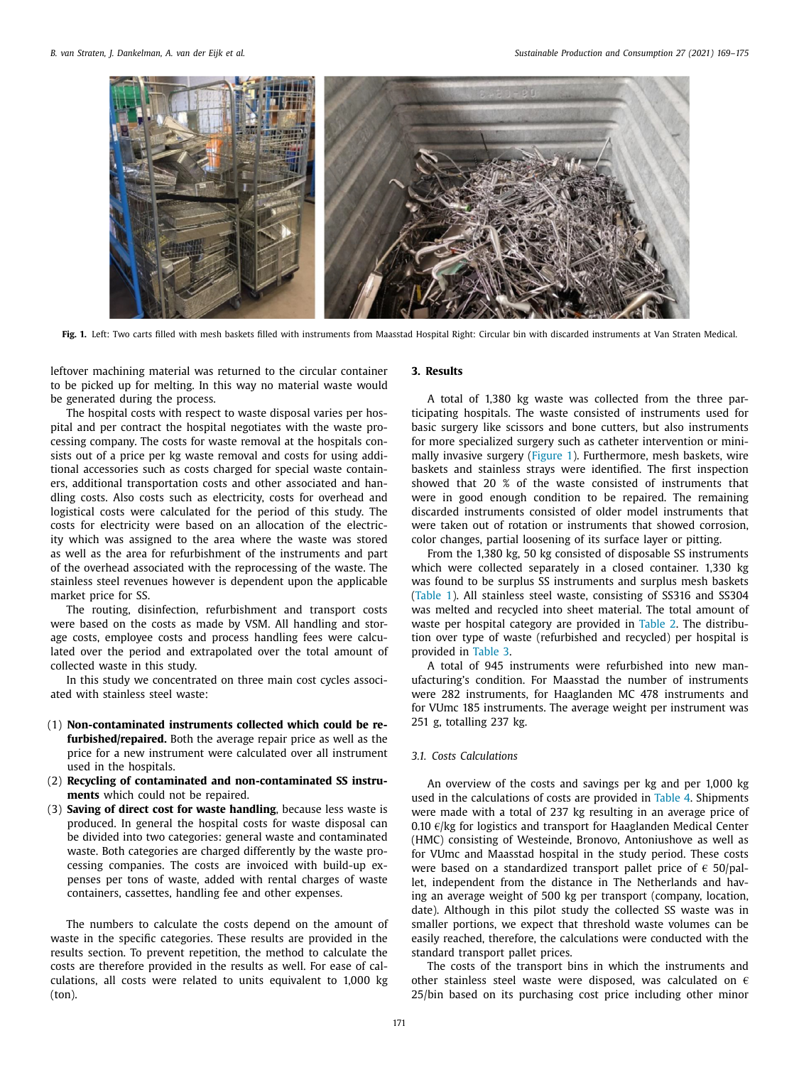**Fig. 1.** Left: Two carts filled with mesh baskets filled with instruments from Maasstad Hospital Right: Circular bin with discarded instruments at Van Straten Medical.

leftover machining material was returned to the circular container to be picked up for melting. In this way no material waste would be generated during the process.

The hospital costs with respect to waste disposal varies per hospital and per contract the hospital negotiates with the waste processing company. The costs for waste removal at the hospitals consists out of a price per kg waste removal and costs for using additional accessories such as costs charged for special waste containers, additional transportation costs and other associated and handling costs. Also costs such as electricity, costs for overhead and logistical costs were calculated for the period of this study. The costs for electricity were based on an allocation of the electricity which was assigned to the area where the waste was stored as well as the area for refurbishment of the instruments and part of the overhead associated with the reprocessing of the waste. The stainless steel revenues however is dependent upon the applicable market price for SS.

The routing, disinfection, refurbishment and transport costs were based on the costs as made by VSM. All handling and storage costs, employee costs and process handling fees were calculated over the period and extrapolated over the total amount of collected waste in this study.

In this study we concentrated on three main cost cycles associated with stainless steel waste:

1. **Non-contaminated instruments collected which could be refurbished/repaired.** Both the average repair price as well as the price for a new instrument were calculated over all instrument used in the hospitals.
2. **Recycling of contaminated and non-contaminated SS instruments** which could not be repaired.
3. **Saving of direct cost for waste handling**, because less waste is produced. In general the hospital costs for waste disposal can be divided into two categories: general waste and contaminated waste. Both categories are charged differently by the waste processing companies. The costs are invoiced with build-up expenses per tons of waste, added with rental charges of waste containers, cassettes, handling fee and other expenses.

The numbers to calculate the costs depend on the amount of waste in the specific categories. These results are provided in the results section. To prevent repetition, the method to calculate the costs are therefore provided in the results as well. For ease of calculations, all costs were related to units equivalent to 1,000 kg (ton).

## 3. Results

A total of 1,380 kg waste was collected from the three participating hospitals. The waste consisted of instruments used for basic surgery like scissors and bone cutters, but also instruments for more specialized surgery such as catheter intervention or minimally invasive surgery (Figure 1). Furthermore, mesh baskets, wire baskets and stainless strays were identified. The first inspection showed that 20 % of the waste consisted of instruments that were in good enough condition to be repaired. The remaining discarded instruments consisted of older model instruments that were taken out of rotation or instruments that showed corrosion, color changes, partial loosening of its surface layer or pitting.

From the 1,380 kg, 50 kg consisted of disposable SS instruments which were collected separately in a closed container. 1,330 kg was found to be surplus SS instruments and surplus mesh baskets (Table 1). All stainless steel waste, consisting of SS316 and SS304 was melted and recycled into sheet material. The total amount of waste per hospital category are provided in Table 2. The distribution over type of waste (refurbished and recycled) per hospital is provided in Table 3.

A total of 945 instruments were refurbished into new manufacturing's condition. For Maasstad the number of instruments were 282 instruments, for Haaglanden MC 478 instruments and for VUmc 185 instruments. The average weight per instrument was 251 g, totalling 237 kg.

### 3.1. Costs Calculations

An overview of the costs and savings per kg and per 1,000 kg used in the calculations of costs are provided in Table 4. Shipments were made with a total of 237 kg resulting in an average price of 0.10 €/kg for logistics and transport for Haaglanden Medical Center (HMC) consisting of Westeinde, Bronovo, Antoniushove as well as for VUmc and Maasstad hospital in the study period. These costs were based on a standardized transport pallet price of € 50/pallet, independent from the distance in The Netherlands and having an average weight of 500 kg per transport (company, location, date). Although in this pilot study the collected SS waste was in smaller portions, we expect that threshold waste volumes can be easily reached, therefore, the calculations were conducted with the standard transport pallet prices.

The costs of the transport bins in which the instruments and other stainless steel waste were disposed, was calculated on € 25/bin based on its purchasing cost price including other minor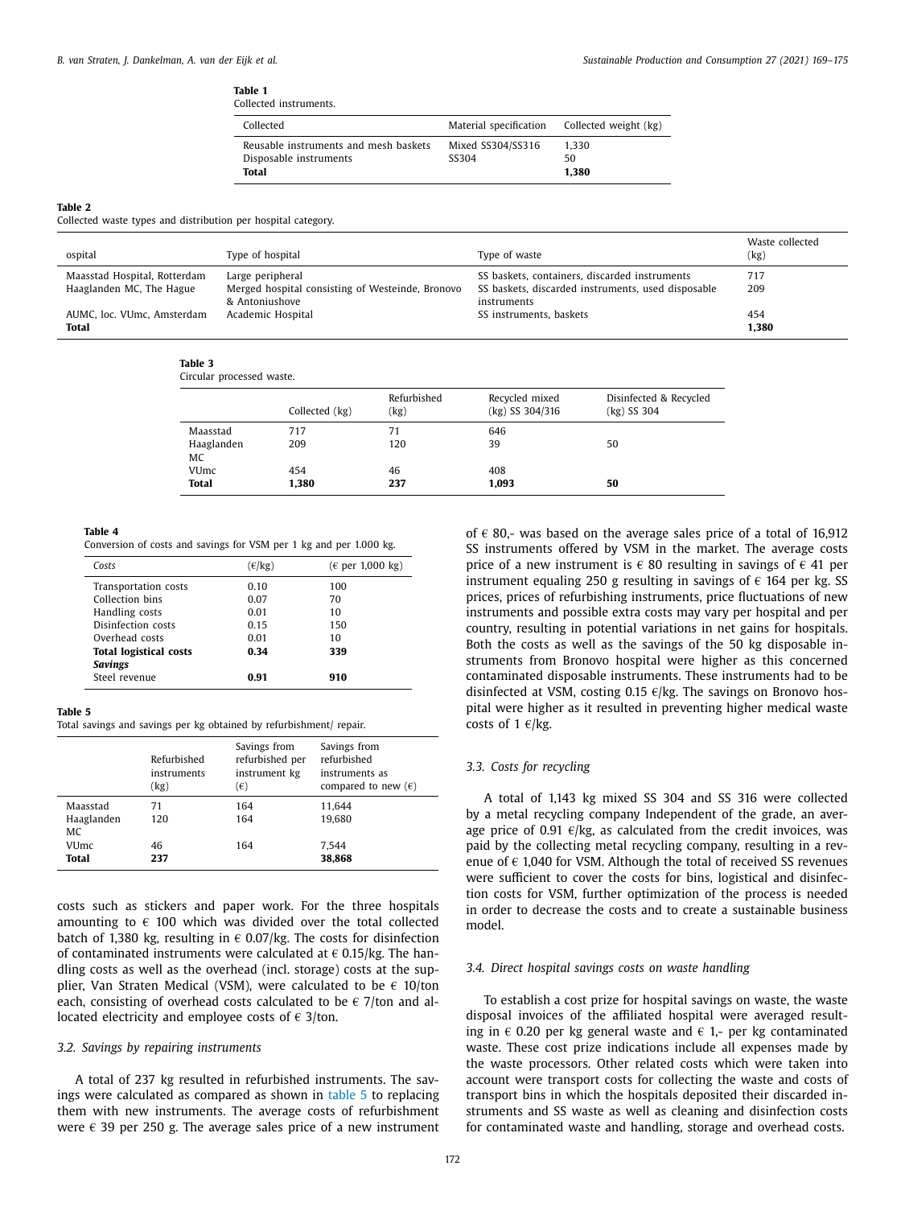**Table 1**
Collected instruments.

| Collected | Material specification | Collected weight (kg) |
|---|---|---|
| Reusable instruments and mesh baskets | Mixed SS304/SS316 | 1,330 |
| Disposable instruments | SS304 | 50 |
| **Total** | | **1,380** |

**Table 2**
Collected waste types and distribution per hospital category.

| ospital | Type of hospital | Type of waste | Waste collected (kg) |
|---|---|---|---|
| Maasstad Hospital, Rotterdam | Large peripheral | SS baskets, containers, discarded instruments | 717 |
| Haaglanden MC, The Hague | Merged hospital consisting of Westeinde, Bronovo & Antoniushove | SS baskets, discarded instruments, used disposable instruments | 209 |
| AUMC, loc. VUmc, Amsterdam | Academic Hospital | SS instruments, baskets | 454 |
| **Total** | | | **1,380** |

**Table 3**
Circular processed waste.

| | Collected (kg) | Refurbished (kg) | Recycled mixed (kg) SS 304/316 | Disinfected & Recycled (kg) SS 304 |
|---|---|---|---|---|
| Maasstad | 717 | 71 | 646 | |
| Haaglanden MC | 209 | 120 | 39 | 50 |
| VUmc | 454 | 46 | 408 | |
| **Total** | **1,380** | **237** | **1,093** | **50** |

**Table 4**
Conversion of costs and savings for VSM per 1 kg and per 1.000 kg.

| *Costs* | (€/kg) | (€ per 1,000 kg) |
|---|---|---|
| Transportation costs | 0.10 | 100 |
| Collection bins | 0.07 | 70 |
| Handling costs | 0.01 | 10 |
| Disinfection costs | 0.15 | 150 |
| Overhead costs | 0.01 | 10 |
| **Total logistical costs** | **0.34** | **339** |
| ***Savings*** | | |
| Steel revenue | **0.91** | **910** |

**Table 5**
Total savings and savings per kg obtained by refurbishment/ repair.

| | Refurbished instruments (kg) | Savings from refurbished per instrument kg (€) | Savings from refurbished instruments as compared to new (€) |
|---|---|---|---|
| Maasstad | 71 | 164 | 11,644 |
| Haaglanden MC | 120 | 164 | 19,680 |
| VUmc | 46 | 164 | 7,544 |
| **Total** | **237** | | **38,868** |

costs such as stickers and paper work. For the three hospitals amounting to € 100 which was divided over the total collected batch of 1,380 kg, resulting in € 0.07/kg. The costs for disinfection of contaminated instruments were calculated at € 0.15/kg. The handling costs as well as the overhead (incl. storage) costs at the supplier, Van Straten Medical (VSM), were calculated to be € 10/ton each, consisting of overhead costs calculated to be € 7/ton and allocated electricity and employee costs of € 3/ton.

### 3.2. Savings by repairing instruments

A total of 237 kg resulted in refurbished instruments. The savings were calculated as compared as shown in table 5 to replacing them with new instruments. The average costs of refurbishment were € 39 per 250 g. The average sales price of a new instrument of € 80,- was based on the average sales price of a total of 16,912 SS instruments offered by VSM in the market. The average costs price of a new instrument is € 80 resulting in savings of € 41 per instrument equaling 250 g resulting in savings of € 164 per kg. SS prices, prices of refurbishing instruments, price fluctuations of new instruments and possible extra costs may vary per hospital and per country, resulting in potential variations in net gains for hospitals. Both the costs as well as the savings of the 50 kg disposable instruments from Bronovo hospital were higher as this concerned contaminated disposable instruments. These instruments had to be disinfected at VSM, costing 0.15 €/kg. The savings on Bronovo hospital were higher as it resulted in preventing higher medical waste costs of 1 €/kg.

### 3.3. Costs for recycling

A total of 1,143 kg mixed SS 304 and SS 316 were collected by a metal recycling company Independent of the grade, an average price of 0.91 €/kg, as calculated from the credit invoices, was paid by the collecting metal recycling company, resulting in a revenue of € 1,040 for VSM. Although the total of received SS revenues were sufficient to cover the costs for bins, logistical and disinfection costs for VSM, further optimization of the process is needed in order to decrease the costs and to create a sustainable business model.

### 3.4. Direct hospital savings costs on waste handling

To establish a cost prize for hospital savings on waste, the waste disposal invoices of the affiliated hospital were averaged resulting in € 0.20 per kg general waste and € 1,- per kg contaminated waste. These cost prize indications include all expenses made by the waste processors. Other related costs which were taken into account were transport costs for collecting the waste and costs of transport bins in which the hospitals deposited their discarded instruments and SS waste as well as cleaning and disinfection costs for contaminated waste and handling, storage and overhead costs.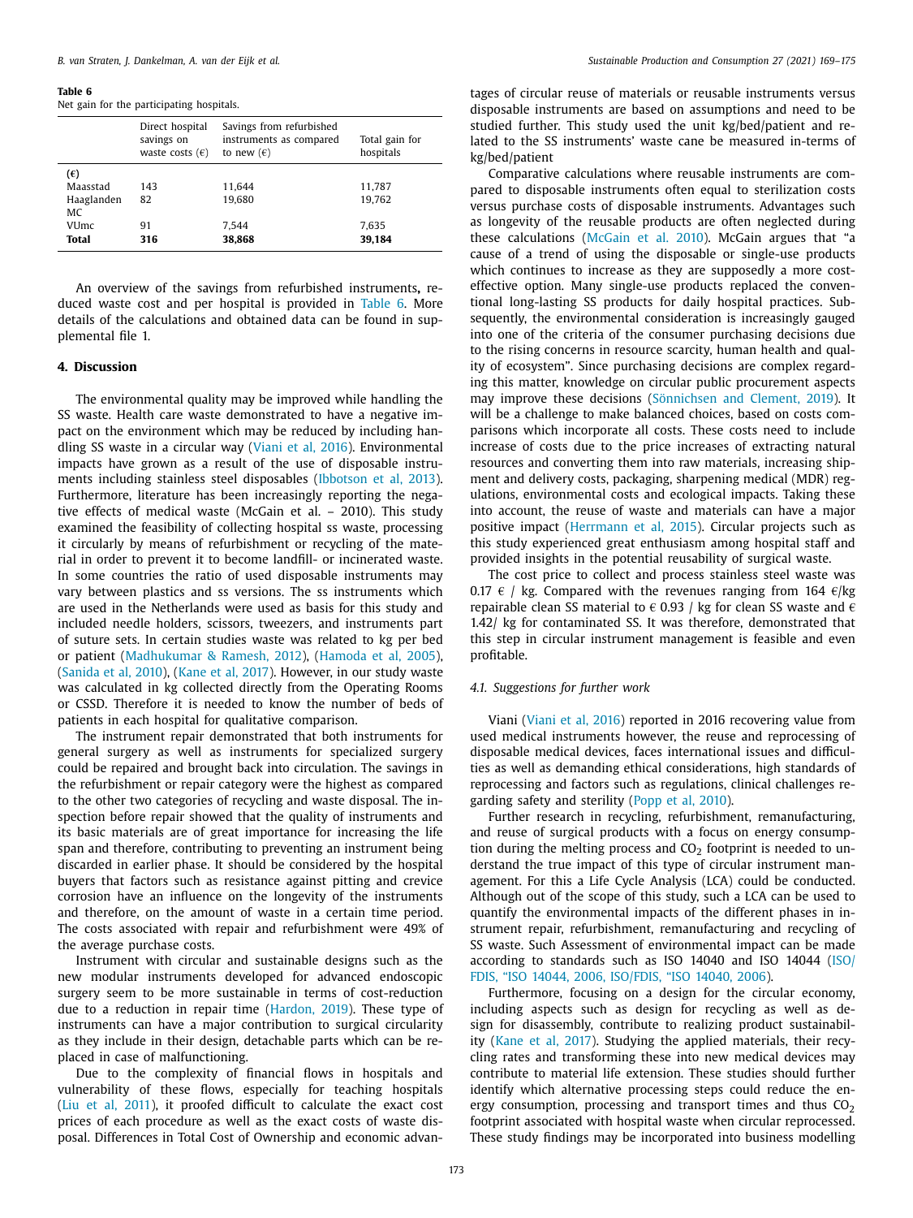**Table 6**
Net gain for the participating hospitals.

| | Direct hospital savings on waste costs (€) | Savings from refurbished instruments as compared to new (€) | Total gain for hospitals |
|---|---|---|---|
| (€) | | | |
| Maasstad | 143 | 11,644 | 11,787 |
| Haaglanden MC | 82 | 19,680 | 19,762 |
| VUmc | 91 | 7,544 | 7,635 |
| **Total** | **316** | **38,868** | **39,184** |

An overview of the savings from refurbished instruments**,** reduced waste cost and per hospital is provided in Table 6. More details of the calculations and obtained data can be found in supplemental file 1.

## 4. Discussion

The environmental quality may be improved while handling the SS waste. Health care waste demonstrated to have a negative impact on the environment which may be reduced by including handling SS waste in a circular way (Viani et al, 2016). Environmental impacts have grown as a result of the use of disposable instruments including stainless steel disposables (Ibbotson et al, 2013). Furthermore, literature has been increasingly reporting the negative effects of medical waste (McGain et al. – 2010). This study examined the feasibility of collecting hospital ss waste, processing it circularly by means of refurbishment or recycling of the material in order to prevent it to become landfill- or incinerated waste. In some countries the ratio of used disposable instruments may vary between plastics and ss versions. The ss instruments which are used in the Netherlands were used as basis for this study and included needle holders, scissors, tweezers, and instruments part of suture sets. In certain studies waste was related to kg per bed or patient (Madhukumar & Ramesh, 2012), (Hamoda et al, 2005), (Sanida et al, 2010), (Kane et al, 2017). However, in our study waste was calculated in kg collected directly from the Operating Rooms or CSSD. Therefore it is needed to know the number of beds of patients in each hospital for qualitative comparison.

The instrument repair demonstrated that both instruments for general surgery as well as instruments for specialized surgery could be repaired and brought back into circulation. The savings in the refurbishment or repair category were the highest as compared to the other two categories of recycling and waste disposal. The inspection before repair showed that the quality of instruments and its basic materials are of great importance for increasing the life span and therefore, contributing to preventing an instrument being discarded in earlier phase. It should be considered by the hospital buyers that factors such as resistance against pitting and crevice corrosion have an influence on the longevity of the instruments and therefore, on the amount of waste in a certain time period. The costs associated with repair and refurbishment were 49% of the average purchase costs.

Instrument with circular and sustainable designs such as the new modular instruments developed for advanced endoscopic surgery seem to be more sustainable in terms of cost-reduction due to a reduction in repair time (Hardon, 2019). These type of instruments can have a major contribution to surgical circularity as they include in their design, detachable parts which can be replaced in case of malfunctioning.

Due to the complexity of financial flows in hospitals and vulnerability of these flows, especially for teaching hospitals (Liu et al, 2011), it proofed difficult to calculate the exact cost prices of each procedure as well as the exact costs of waste disposal. Differences in Total Cost of Ownership and economic advantages of circular reuse of materials or reusable instruments versus disposable instruments are based on assumptions and need to be studied further. This study used the unit kg/bed/patient and related to the SS instruments' waste cane be measured in-terms of kg/bed/patient

Comparative calculations where reusable instruments are compared to disposable instruments often equal to sterilization costs versus purchase costs of disposable instruments. Advantages such as longevity of the reusable products are often neglected during these calculations (McGain et al. 2010). McGain argues that "a cause of a trend of using the disposable or single-use products which continues to increase as they are supposedly a more cost-effective option. Many single-use products replaced the conventional long-lasting SS products for daily hospital practices. Subsequently, the environmental consideration is increasingly gauged into one of the criteria of the consumer purchasing decisions due to the rising concerns in resource scarcity, human health and quality of ecosystem". Since purchasing decisions are complex regarding this matter, knowledge on circular public procurement aspects may improve these decisions (Sönnichsen and Clement, 2019). It will be a challenge to make balanced choices, based on costs comparisons which incorporate all costs. These costs need to include increase of costs due to the price increases of extracting natural resources and converting them into raw materials, increasing shipment and delivery costs, packaging, sharpening medical (MDR) regulations, environmental costs and ecological impacts. Taking these into account, the reuse of waste and materials can have a major positive impact (Herrmann et al, 2015). Circular projects such as this study experienced great enthusiasm among hospital staff and provided insights in the potential reusability of surgical waste.

The cost price to collect and process stainless steel waste was 0.17 € / kg. Compared with the revenues ranging from 164 €/kg repairable clean SS material to € 0.93 / kg for clean SS waste and € 1.42/ kg for contaminated SS. It was therefore, demonstrated that this step in circular instrument management is feasible and even profitable.

### 4.1. Suggestions for further work

Viani (Viani et al, 2016) reported in 2016 recovering value from used medical instruments however, the reuse and reprocessing of disposable medical devices, faces international issues and difficulties as well as demanding ethical considerations, high standards of reprocessing and factors such as regulations, clinical challenges regarding safety and sterility (Popp et al, 2010).

Further research in recycling, refurbishment, remanufacturing, and reuse of surgical products with a focus on energy consumption during the melting process and $CO_2$ footprint is needed to understand the true impact of this type of circular instrument management. For this a Life Cycle Analysis (LCA) could be conducted. Although out of the scope of this study, such a LCA can be used to quantify the environmental impacts of the different phases in instrument repair, refurbishment, remanufacturing and recycling of SS waste. Such Assessment of environmental impact can be made according to standards such as ISO 14040 and ISO 14044 (ISO/FDIS, "ISO 14044, 2006, ISO/FDIS, "ISO 14040, 2006).

Furthermore, focusing on a design for the circular economy, including aspects such as design for recycling as well as design for disassembly, contribute to realizing product sustainability (Kane et al, 2017). Studying the applied materials, their recycling rates and transforming these into new medical devices may contribute to material life extension. These studies should further identify which alternative processing steps could reduce the energy consumption, processing and transport times and thus $CO_2$ footprint associated with hospital waste when circular reprocessed. These study findings may be incorporated into business modelling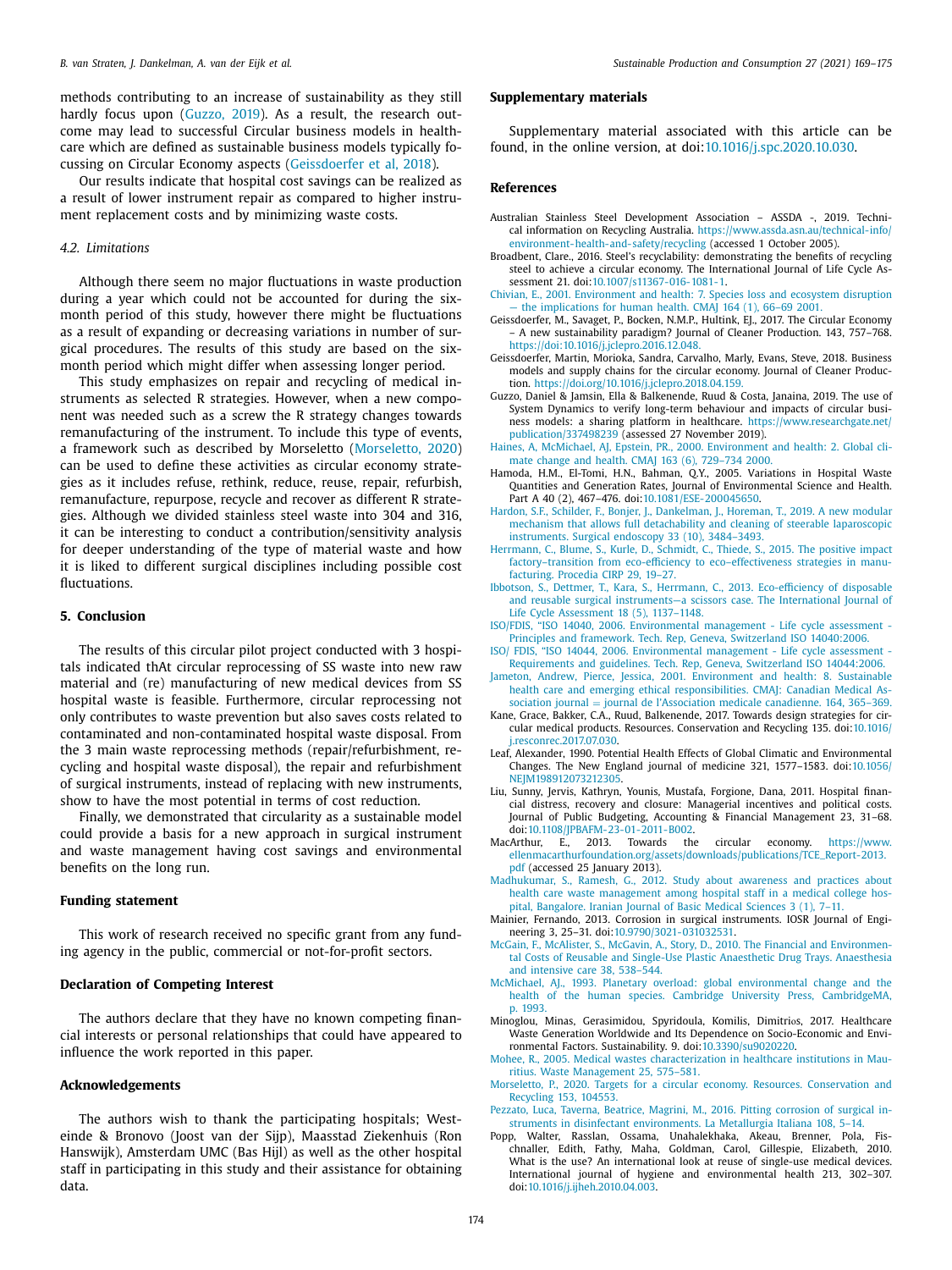methods contributing to an increase of sustainability as they still hardly focus upon (Guzzo, 2019). As a result, the research outcome may lead to successful Circular business models in healthcare which are defined as sustainable business models typically focussing on Circular Economy aspects (Geissdoerfer et al, 2018).

Our results indicate that hospital cost savings can be realized as a result of lower instrument repair as compared to higher instrument replacement costs and by minimizing waste costs.

### 4.2. Limitations

Although there seem no major fluctuations in waste production during a year which could not be accounted for during the six-month period of this study, however there might be fluctuations as a result of expanding or decreasing variations in number of surgical procedures. The results of this study are based on the six-month period which might differ when assessing longer period.

This study emphasizes on repair and recycling of medical instruments as selected R strategies. However, when a new component was needed such as a screw the R strategy changes towards remanufacturing of the instrument. To include this type of events, a framework such as described by Morseletto (Morseletto, 2020) can be used to define these activities as circular economy strategies as it includes refuse, rethink, reduce, reuse, repair, refurbish, remanufacture, repurpose, recycle and recover as different R strategies. Although we divided stainless steel waste into 304 and 316, it can be interesting to conduct a contribution/sensitivity analysis for deeper understanding of the type of material waste and how it is liked to different surgical disciplines including possible cost fluctuations.

## 5. Conclusion

The results of this circular pilot project conducted with 3 hospitals indicated thAt circular reprocessing of SS waste into new raw material and (re) manufacturing of new medical devices from SS hospital waste is feasible. Furthermore, circular reprocessing not only contributes to waste prevention but also saves costs related to contaminated and non-contaminated hospital waste disposal. From the 3 main waste reprocessing methods (repair/refurbishment, recycling and hospital waste disposal), the repair and refurbishment of surgical instruments, instead of replacing with new instruments, show to have the most potential in terms of cost reduction.

Finally, we demonstrated that circularity as a sustainable model could provide a basis for a new approach in surgical instrument and waste management having cost savings and environmental benefits on the long run.

## Funding statement

This work of research received no specific grant from any funding agency in the public, commercial or not-for-profit sectors.

## Declaration of Competing Interest

The authors declare that they have no known competing financial interests or personal relationships that could have appeared to influence the work reported in this paper.

## Acknowledgements

The authors wish to thank the participating hospitals; Westeinde & Bronovo (Joost van der Sijp), Maasstad Ziekenhuis (Ron Hanswijk), Amsterdam UMC (Bas Hijl) as well as the other hospital staff in participating in this study and their assistance for obtaining data.

## Supplementary materials

Supplementary material associated with this article can be found, in the online version, at doi:10.1016/j.spc.2020.10.030.

## References

Australian Stainless Steel Development Association – ASSDA -, 2019. Technical information on Recycling Australia. https://www.assda.asn.au/technical-info/environment-health-and-safety/recycling (accessed 1 October 2005).

Broadbent, Clare., 2016. Steel's recyclability: demonstrating the benefits of recycling steel to achieve a circular economy. The International Journal of Life Cycle Assessment 21. doi:10.1007/s11367-016-1081-1.

Chivian, E., 2001. Environment and health: 7. Species loss and ecosystem disruption — the implications for human health. CMAJ 164 (1), 66–69 2001.

Geissdoerfer, M., Savaget, P., Bocken, N.M.P., Hultink, EJ., 2017. The Circular Economy – A new sustainability paradigm? Journal of Cleaner Production. 143, 757–768. https://doi:10.1016/j.jclepro.2016.12.048.

Geissdoerfer, Martin, Morioka, Sandra, Carvalho, Marly, Evans, Steve, 2018. Business models and supply chains for the circular economy. Journal of Cleaner Production. https://doi.org/10.1016/j.jclepro.2018.04.159.

Guzzo, Daniel & Jamsin, Ella & Balkenende, Ruud & Costa, Janaina, 2019. The use of System Dynamics to verify long-term behaviour and impacts of circular business models: a sharing platform in healthcare. https://www.researchgate.net/publication/337498239 (assessed 27 November 2019).

Haines, A, McMichael, AJ, Epstein, PR., 2000. Environment and health: 2. Global climate change and health. CMAJ 163 (6), 729–734 2000.

Hamoda, H.M., El-Tomi, H.N., Bahman, Q.Y., 2005. Variations in Hospital Waste Quantities and Generation Rates, Journal of Environmental Science and Health. Part A 40 (2), 467–476. doi:10.1081/ESE-200045650.

Hardon, S.F., Schilder, F., Bonjer, J., Dankelman, J., Horeman, T., 2019. A new modular mechanism that allows full detachability and cleaning of steerable laparoscopic instruments. Surgical endoscopy 33 (10), 3484–3493.

Herrmann, C., Blume, S., Kurle, D., Schmidt, C., Thiede, S., 2015. The positive impact factory–transition from eco-efficiency to eco–effectiveness strategies in manufacturing. Procedia CIRP 29, 19–27.

Ibbotson, S., Dettmer, T., Kara, S., Herrmann, C., 2013. Eco-efficiency of disposable and reusable surgical instruments—a scissors case. The International Journal of Life Cycle Assessment 18 (5), 1137–1148.

ISO/FDIS, "ISO 14040, 2006. Environmental management - Life cycle assessment - Principles and framework. Tech. Rep, Geneva, Switzerland ISO 14040:2006.

ISO/ FDIS, "ISO 14044, 2006. Environmental management - Life cycle assessment - Requirements and guidelines. Tech. Rep, Geneva, Switzerland ISO 14044:2006.

Jameton, Andrew, Pierce, Jessica, 2001. Environment and health: 8. Sustainable health care and emerging ethical responsibilities. CMAJ: Canadian Medical Association journal = journal de l'Association medicale canadienne. 164, 365–369.

Kane, Grace, Bakker, C.A., Ruud, Balkenende, 2017. Towards design strategies for circular medical products. Resources. Conservation and Recycling 135. doi:10.1016/j.resconrec.2017.07.030.

Leaf, Alexander, 1990. Potential Health Effects of Global Climatic and Environmental Changes. The New England journal of medicine 321, 1577–1583. doi:10.1056/NEJM198912073212305.

Liu, Sunny, Jervis, Kathryn, Younis, Mustafa, Forgione, Dana, 2011. Hospital financial distress, recovery and closure: Managerial incentives and political costs. Journal of Public Budgeting, Accounting & Financial Management 23, 31–68. doi:10.1108/JPBAFM-23-01-2011-B002.

MacArthur, E., 2013. Towards the circular economy. https://www.ellenmacarthurfoundation.org/assets/downloads/publications/TCE_Report-2013.pdf (accessed 25 January 2013).

Madhukumar, S., Ramesh, G., 2012. Study about awareness and practices about health care waste management among hospital staff in a medical college hospital, Bangalore. Iranian Journal of Basic Medical Sciences 3 (1), 7–11.

Mainier, Fernando, 2013. Corrosion in surgical instruments. IOSR Journal of Engineering 3, 25–31. doi:10.9790/3021-031032531.

McGain, F., McAlister, S., McGavin, A., Story, D., 2010. The Financial and Environmental Costs of Reusable and Single-Use Plastic Anaesthetic Drug Trays. Anaesthesia and intensive care 38, 538–544.

McMichael, AJ., 1993. Planetary overload: global environmental change and the health of the human species. Cambridge University Press, CambridgeMA, p. 1993.

Minoglou, Minas, Gerasimidou, Spyridoula, Komilis, Dimitrios, 2017. Healthcare Waste Generation Worldwide and Its Dependence on Socio-Economic and Environmental Factors. Sustainability. 9. doi:10.3390/su9020220.

Mohee, R., 2005. Medical wastes characterization in healthcare institutions in Mauritius. Waste Management 25, 575–581.

Morseletto, P., 2020. Targets for a circular economy. Resources. Conservation and Recycling 153, 104553.

Pezzato, Luca, Taverna, Beatrice, Magrini, M., 2016. Pitting corrosion of surgical instruments in disinfectant environments. La Metallurgia Italiana 108, 5–14.

Popp, Walter, Rasslan, Ossama, Unahalekhaka, Akeau, Brenner, Pola, Fischnaller, Edith, Fathy, Maha, Goldman, Carol, Gillespie, Elizabeth, 2010. What is the use? An international look at reuse of single-use medical devices. International journal of hygiene and environmental health 213, 302–307. doi:10.1016/j.ijheh.2010.04.003.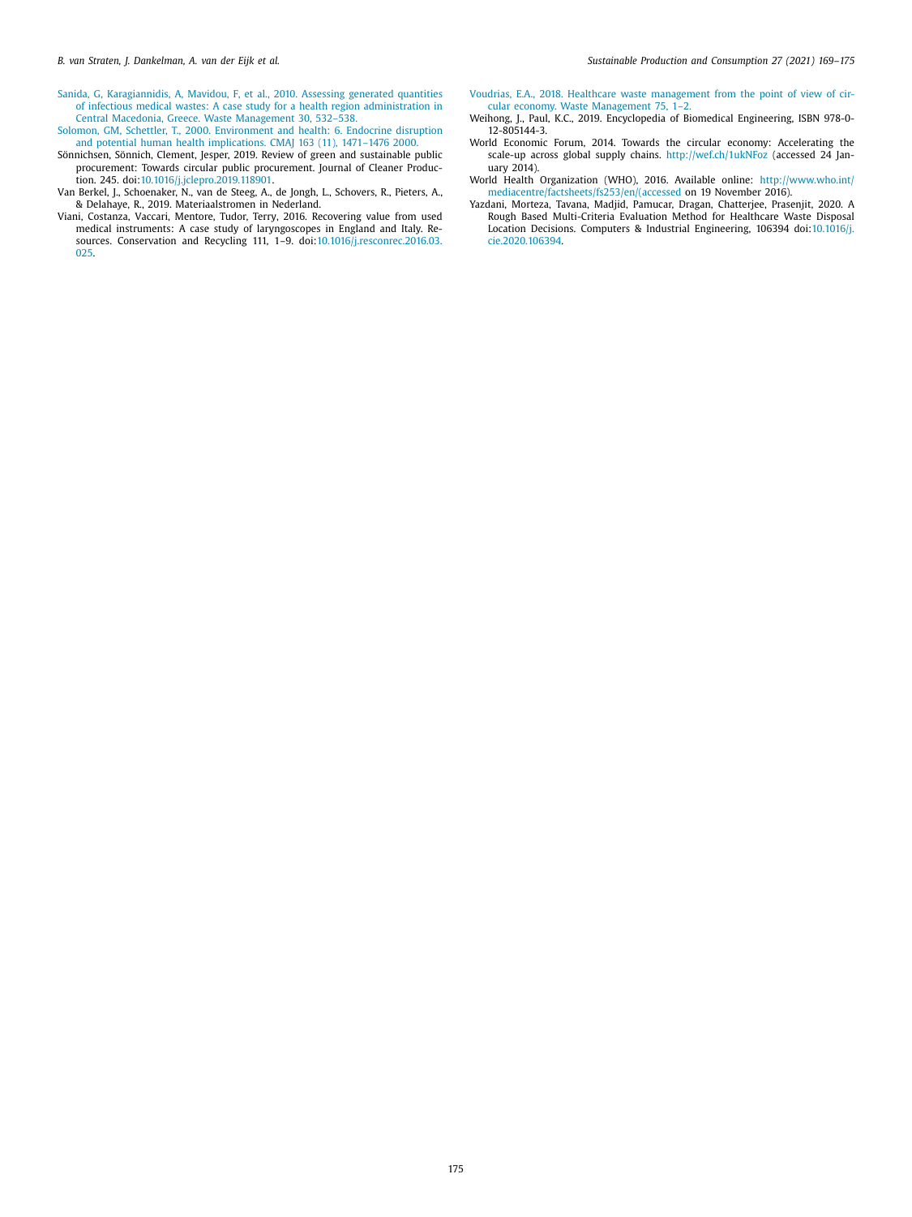Sanida, G, Karagiannidis, A, Mavidou, F, et al., 2010. Assessing generated quantities of infectious medical wastes: A case study for a health region administration in Central Macedonia, Greece. Waste Management 30, 532–538.

Solomon, GM, Schettler, T., 2000. Environment and health: 6. Endocrine disruption and potential human health implications. CMAJ 163 (11), 1471–1476 2000.

Sönnichsen, Sönnich, Clement, Jesper, 2019. Review of green and sustainable public procurement: Towards circular public procurement. Journal of Cleaner Production. 245. doi:10.1016/j.jclepro.2019.118901.

Van Berkel, J., Schoenaker, N., van de Steeg, A., de Jongh, L., Schovers, R., Pieters, A., & Delahaye, R., 2019. Materiaalstromen in Nederland.

Viani, Costanza, Vaccari, Mentore, Tudor, Terry, 2016. Recovering value from used medical instruments: A case study of laryngoscopes in England and Italy. Resources. Conservation and Recycling 111, 1–9. doi:10.1016/j.resconrec.2016.03.025.

Voudrias, E.A., 2018. Healthcare waste management from the point of view of circular economy. Waste Management 75, 1–2.

Weihong, J., Paul, K.C., 2019. Encyclopedia of Biomedical Engineering, ISBN 978-0-12-805144-3.

World Economic Forum, 2014. Towards the circular economy: Accelerating the scale-up across global supply chains. http://wef.ch/1ukNFoz (accessed 24 January 2014).

World Health Organization (WHO), 2016. Available online: http://www.who.int/mediacentre/factsheets/fs253/en/(accessed on 19 November 2016).

Yazdani, Morteza, Tavana, Madjid, Pamucar, Dragan, Chatterjee, Prasenjit, 2020. A Rough Based Multi-Criteria Evaluation Method for Healthcare Waste Disposal Location Decisions. Computers & Industrial Engineering, 106394 doi:10.1016/j.cie.2020.106394.